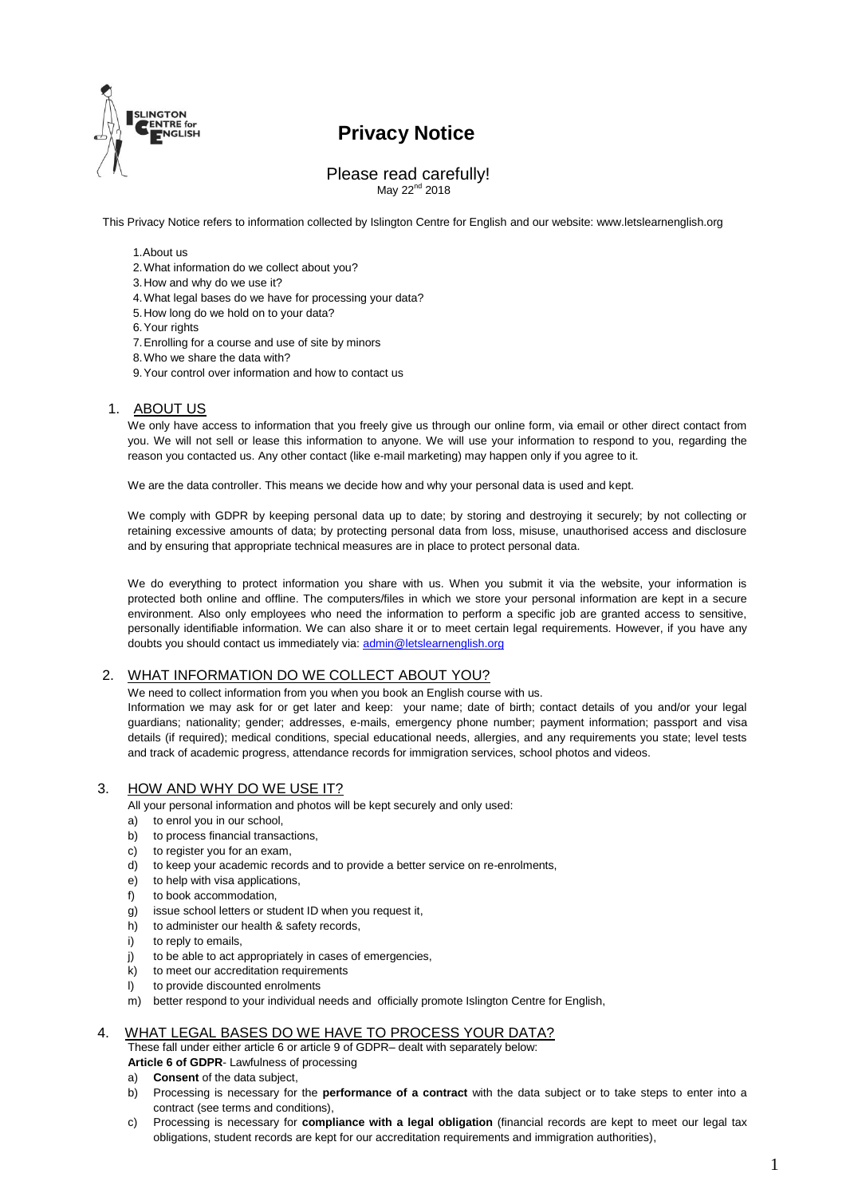# Privacy Notice

Please read carefully!
May 22nd 2018

This Privacy Notice refers to information collected by Islington Centre for English and our website: www.letslearnenglish.org

1. About us
2. What information do we collect about you?
3. How and why do we use it?
4. What legal bases do we have for processing your data?
5. How long do we hold on to your data?
6. Your rights
7. Enrolling for a course and use of site by minors
8. Who we share the data with?
9. Your control over information and how to contact us

## 1. ABOUT US

We only have access to information that you freely give us through our online form, via email or other direct contact from you. We will not sell or lease this information to anyone. We will use your information to respond to you, regarding the reason you contacted us. Any other contact (like e-mail marketing) may happen only if you agree to it.

We are the data controller. This means we decide how and why your personal data is used and kept.

We comply with GDPR by keeping personal data up to date; by storing and destroying it securely; by not collecting or retaining excessive amounts of data; by protecting personal data from loss, misuse, unauthorised access and disclosure and by ensuring that appropriate technical measures are in place to protect personal data.

We do everything to protect information you share with us. When you submit it via the website, your information is protected both online and offline. The computers/files in which we store your personal information are kept in a secure environment. Also only employees who need the information to perform a specific job are granted access to sensitive, personally identifiable information. We can also share it or to meet certain legal requirements. However, if you have any doubts you should contact us immediately via: admin@letslearnenglish.org

## 2. WHAT INFORMATION DO WE COLLECT ABOUT YOU?

We need to collect information from you when you book an English course with us.
Information we may ask for or get later and keep: your name; date of birth; contact details of you and/or your legal guardians; nationality; gender; addresses, e-mails, emergency phone number; payment information; passport and visa details (if required); medical conditions, special educational needs, allergies, and any requirements you state; level tests and track of academic progress, attendance records for immigration services, school photos and videos.

## 3. HOW AND WHY DO WE USE IT?

All your personal information and photos will be kept securely and only used:

a) to enrol you in our school,
b) to process financial transactions,
c) to register you for an exam,
d) to keep your academic records and to provide a better service on re-enrolments,
e) to help with visa applications,
f) to book accommodation,
g) issue school letters or student ID when you request it,
h) to administer our health & safety records,
i) to reply to emails,
j) to be able to act appropriately in cases of emergencies,
k) to meet our accreditation requirements
l) to provide discounted enrolments
m) better respond to your individual needs and officially promote Islington Centre for English,

## 4. WHAT LEGAL BASES DO WE HAVE TO PROCESS YOUR DATA?

These fall under either article 6 or article 9 of GDPR– dealt with separately below:
**Article 6 of GDPR**- Lawfulness of processing

a) **Consent** of the data subject,
b) Processing is necessary for the **performance of a contract** with the data subject or to take steps to enter into a contract (see terms and conditions),
c) Processing is necessary for **compliance with a legal obligation** (financial records are kept to meet our legal tax obligations, student records are kept for our accreditation requirements and immigration authorities),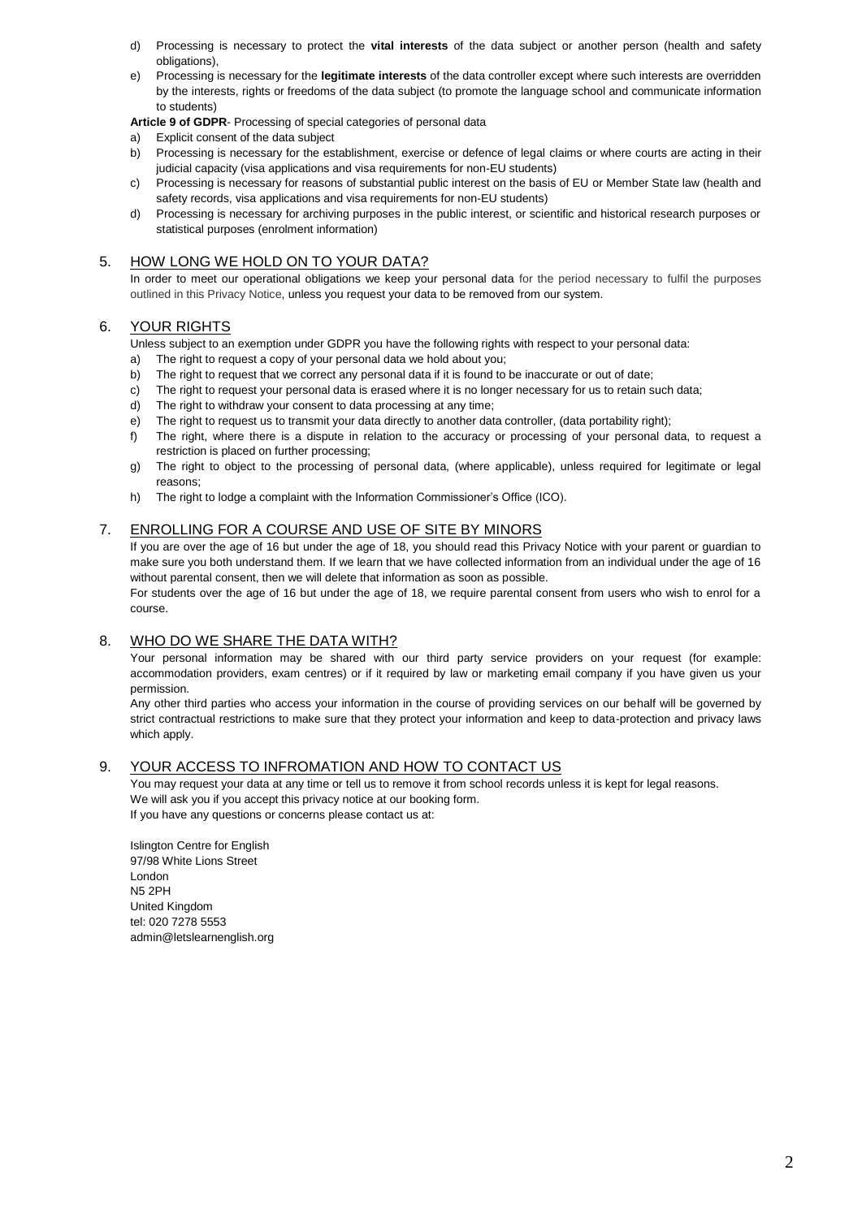d) Processing is necessary to protect the **vital interests** of the data subject or another person (health and safety obligations),
e) Processing is necessary for the **legitimate interests** of the data controller except where such interests are overridden by the interests, rights or freedoms of the data subject (to promote the language school and communicate information to students)

**Article 9 of GDPR**- Processing of special categories of personal data

a) Explicit consent of the data subject
b) Processing is necessary for the establishment, exercise or defence of legal claims or where courts are acting in their judicial capacity (visa applications and visa requirements for non-EU students)
c) Processing is necessary for reasons of substantial public interest on the basis of EU or Member State law (health and safety records, visa applications and visa requirements for non-EU students)
d) Processing is necessary for archiving purposes in the public interest, or scientific and historical research purposes or statistical purposes (enrolment information)

## 5. HOW LONG WE HOLD ON TO YOUR DATA?

In order to meet our operational obligations we keep your personal data for the period necessary to fulfil the purposes outlined in this Privacy Notice, unless you request your data to be removed from our system.

## 6. YOUR RIGHTS

Unless subject to an exemption under GDPR you have the following rights with respect to your personal data:

a) The right to request a copy of your personal data we hold about you;
b) The right to request that we correct any personal data if it is found to be inaccurate or out of date;
c) The right to request your personal data is erased where it is no longer necessary for us to retain such data;
d) The right to withdraw your consent to data processing at any time;
e) The right to request us to transmit your data directly to another data controller, (data portability right);
f) The right, where there is a dispute in relation to the accuracy or processing of your personal data, to request a restriction is placed on further processing;
g) The right to object to the processing of personal data, (where applicable), unless required for legitimate or legal reasons;
h) The right to lodge a complaint with the Information Commissioner's Office (ICO).

## 7. ENROLLING FOR A COURSE AND USE OF SITE BY MINORS

If you are over the age of 16 but under the age of 18, you should read this Privacy Notice with your parent or guardian to make sure you both understand them. If we learn that we have collected information from an individual under the age of 16 without parental consent, then we will delete that information as soon as possible.

For students over the age of 16 but under the age of 18, we require parental consent from users who wish to enrol for a course.

## 8. WHO DO WE SHARE THE DATA WITH?

Your personal information may be shared with our third party service providers on your request (for example: accommodation providers, exam centres) or if it required by law or marketing email company if you have given us your permission.

Any other third parties who access your information in the course of providing services on our behalf will be governed by strict contractual restrictions to make sure that they protect your information and keep to data-protection and privacy laws which apply.

## 9. YOUR ACCESS TO INFROMATION AND HOW TO CONTACT US

You may request your data at any time or tell us to remove it from school records unless it is kept for legal reasons.
We will ask you if you accept this privacy notice at our booking form.
If you have any questions or concerns please contact us at:

Islington Centre for English
97/98 White Lions Street
London
N5 2PH
United Kingdom
tel: 020 7278 5553
admin@letslearnenglish.org